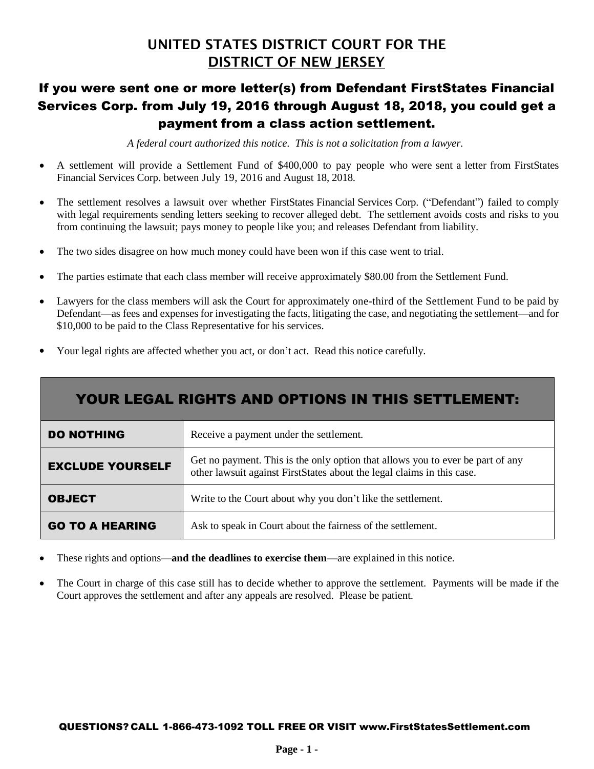# UNITED STATES DISTRICT COURT FOR THE DISTRICT OF NEW JERSEY

## If you were sent one or more letter(s) from Defendant FirstStates Financial Services Corp. from July 19, 2016 through August 18, 2018, you could get a payment from a class action settlement.

*A federal court authorized this notice. This is not a solicitation from a lawyer.*

- A settlement will provide a Settlement Fund of $400,000 to pay people who were sent a letter from FirstStates Financial Services Corp. between July 19, 2016 and August 18, 2018.
- The settlement resolves a lawsuit over whether FirstStates Financial Services Corp. ("Defendant") failed to comply with legal requirements sending letters seeking to recover alleged debt. The settlement avoids costs and risks to you from continuing the lawsuit; pays money to people like you; and releases Defendant from liability.
- The two sides disagree on how much money could have been won if this case went to trial.
- The parties estimate that each class member will receive approximately $80.00 from the Settlement Fund.
- Lawyers for the class members will ask the Court for approximately one-third of the Settlement Fund to be paid by Defendant—as fees and expenses for investigating the facts, litigating the case, and negotiating the settlement—and for $10,000 to be paid to the Class Representative for his services.
- Your legal rights are affected whether you act, or don't act. Read this notice carefully.

| YOUR LEGAL RIGHTS AND OPTIONS IN THIS SETTLEMENT: | |
|---|---|
| **DO NOTHING** | Receive a payment under the settlement. |
| **EXCLUDE YOURSELF** | Get no payment. This is the only option that allows you to ever be part of any other lawsuit against FirstStates about the legal claims in this case. |
| **OBJECT** | Write to the Court about why you don't like the settlement. |
| **GO TO A HEARING** | Ask to speak in Court about the fairness of the settlement. |

- These rights and options—**and the deadlines to exercise them—**are explained in this notice.
- The Court in charge of this case still has to decide whether to approve the settlement. Payments will be made if the Court approves the settlement and after any appeals are resolved. Please be patient.

**QUESTIONS? CALL 1-866-473-1092 TOLL FREE OR VISIT www.FirstStatesSettlement.com**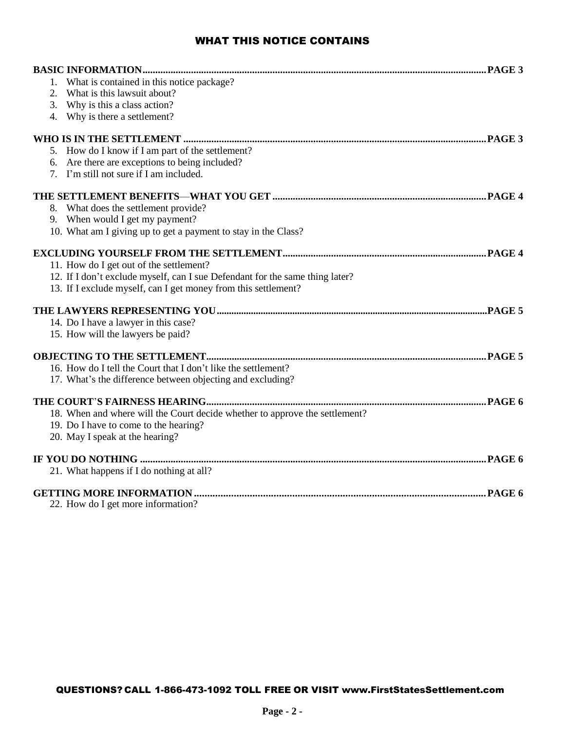## WHAT THIS NOTICE CONTAINS

**BASIC INFORMATION....................PAGE 3**

1. What is contained in this notice package?
2. What is this lawsuit about?
3. Why is this a class action?
4. Why is there a settlement?

**WHO IS IN THE SETTLEMENT....................PAGE 3**

5. How do I know if I am part of the settlement?
6. Are there are exceptions to being included?
7. I'm still not sure if I am included.

**THE SETTLEMENT BENEFITS—WHAT YOU GET....................PAGE 4**

8. What does the settlement provide?
9. When would I get my payment?
10. What am I giving up to get a payment to stay in the Class?

**EXCLUDING YOURSELF FROM THE SETTLEMENT....................PAGE 4**

11. How do I get out of the settlement?
12. If I don't exclude myself, can I sue Defendant for the same thing later?
13. If I exclude myself, can I get money from this settlement?

**THE LAWYERS REPRESENTING YOU....................PAGE 5**

14. Do I have a lawyer in this case?
15. How will the lawyers be paid?

**OBJECTING TO THE SETTLEMENT....................PAGE 5**

16. How do I tell the Court that I don't like the settlement?
17. What's the difference between objecting and excluding?

**THE COURT'S FAIRNESS HEARING....................PAGE 6**

18. When and where will the Court decide whether to approve the settlement?
19. Do I have to come to the hearing?
20. May I speak at the hearing?

**IF YOU DO NOTHING....................PAGE 6**

21. What happens if I do nothing at all?

**GETTING MORE INFORMATION....................PAGE 6**

22. How do I get more information?

QUESTIONS? CALL 1-866-473-1092 TOLL FREE OR VISIT www.FirstStatesSettlement.com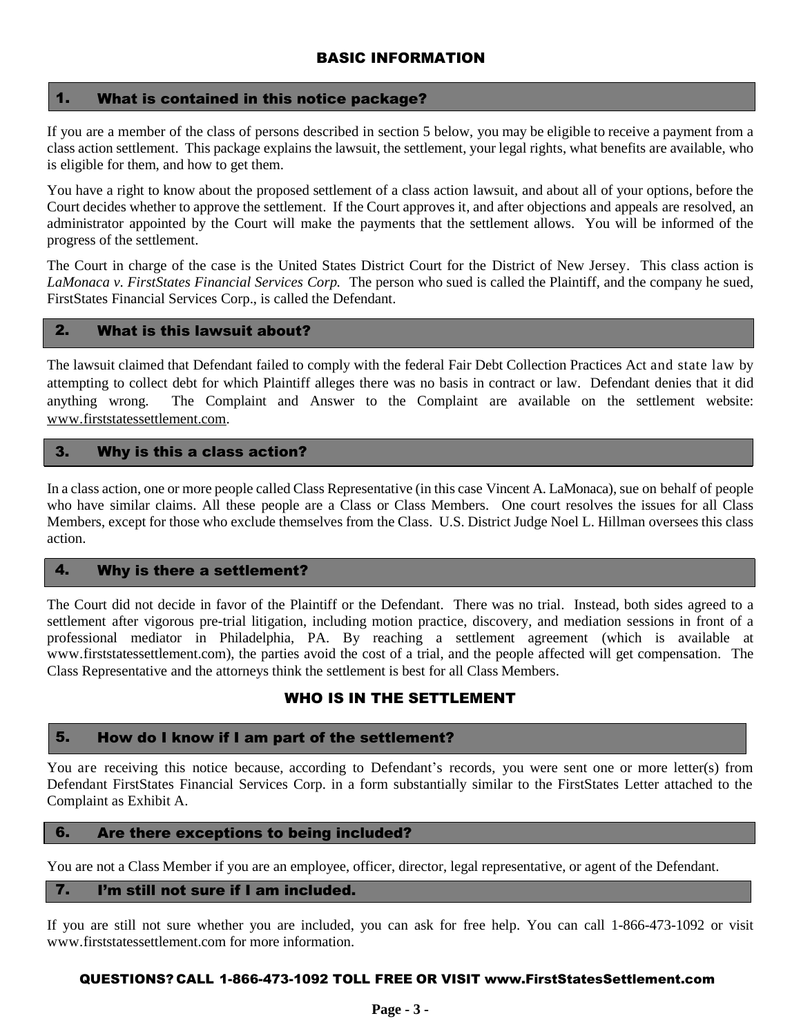## BASIC INFORMATION

### 1. What is contained in this notice package?

If you are a member of the class of persons described in section 5 below, you may be eligible to receive a payment from a class action settlement. This package explains the lawsuit, the settlement, your legal rights, what benefits are available, who is eligible for them, and how to get them.

You have a right to know about the proposed settlement of a class action lawsuit, and about all of your options, before the Court decides whether to approve the settlement. If the Court approves it, and after objections and appeals are resolved, an administrator appointed by the Court will make the payments that the settlement allows. You will be informed of the progress of the settlement.

The Court in charge of the case is the United States District Court for the District of New Jersey. This class action is *LaMonaca v. FirstStates Financial Services Corp.* The person who sued is called the Plaintiff, and the company he sued, FirstStates Financial Services Corp., is called the Defendant.

### 2. What is this lawsuit about?

The lawsuit claimed that Defendant failed to comply with the federal Fair Debt Collection Practices Act and state law by attempting to collect debt for which Plaintiff alleges there was no basis in contract or law. Defendant denies that it did anything wrong. The Complaint and Answer to the Complaint are available on the settlement website: www.firststatessettlement.com.

### 3. Why is this a class action?

In a class action, one or more people called Class Representative (in this case Vincent A. LaMonaca), sue on behalf of people who have similar claims. All these people are a Class or Class Members. One court resolves the issues for all Class Members, except for those who exclude themselves from the Class. U.S. District Judge Noel L. Hillman oversees this class action.

### 4. Why is there a settlement?

The Court did not decide in favor of the Plaintiff or the Defendant. There was no trial. Instead, both sides agreed to a settlement after vigorous pre-trial litigation, including motion practice, discovery, and mediation sessions in front of a professional mediator in Philadelphia, PA. By reaching a settlement agreement (which is available at www.firststatessettlement.com), the parties avoid the cost of a trial, and the people affected will get compensation. The Class Representative and the attorneys think the settlement is best for all Class Members.

## WHO IS IN THE SETTLEMENT

### 5. How do I know if I am part of the settlement?

You are receiving this notice because, according to Defendant's records, you were sent one or more letter(s) from Defendant FirstStates Financial Services Corp. in a form substantially similar to the FirstStates Letter attached to the Complaint as Exhibit A.

### 6. Are there exceptions to being included?

You are not a Class Member if you are an employee, officer, director, legal representative, or agent of the Defendant.

### 7. I'm still not sure if I am included.

If you are still not sure whether you are included, you can ask for free help. You can call 1-866-473-1092 or visit www.firststatessettlement.com for more information.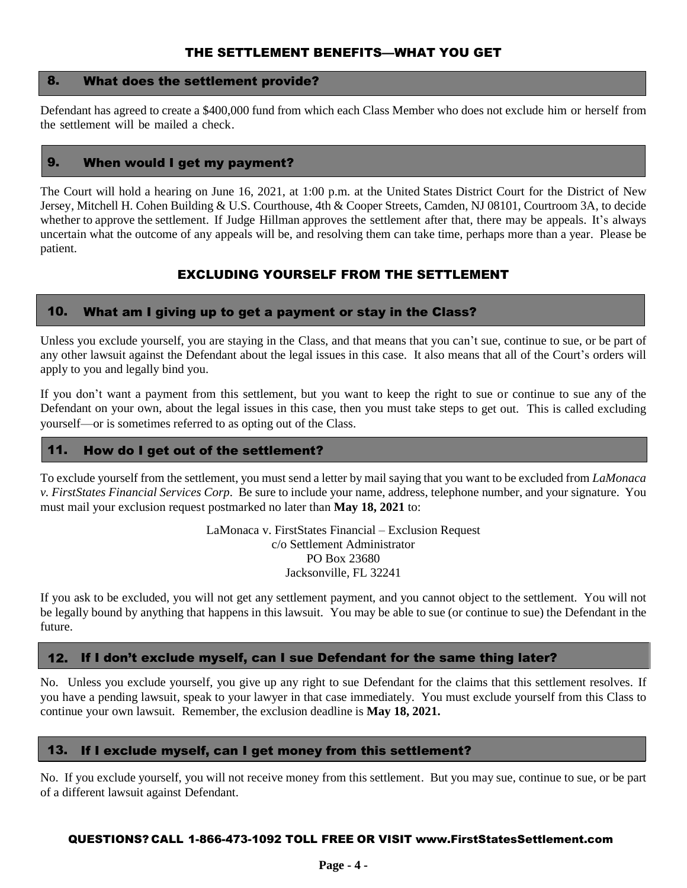## THE SETTLEMENT BENEFITS—WHAT YOU GET

### 8. What does the settlement provide?

Defendant has agreed to create a $400,000 fund from which each Class Member who does not exclude him or herself from the settlement will be mailed a check.

### 9. When would I get my payment?

The Court will hold a hearing on June 16, 2021, at 1:00 p.m. at the United States District Court for the District of New Jersey, Mitchell H. Cohen Building & U.S. Courthouse, 4th & Cooper Streets, Camden, NJ 08101, Courtroom 3A, to decide whether to approve the settlement. If Judge Hillman approves the settlement after that, there may be appeals. It's always uncertain what the outcome of any appeals will be, and resolving them can take time, perhaps more than a year. Please be patient.

## EXCLUDING YOURSELF FROM THE SETTLEMENT

### 10. What am I giving up to get a payment or stay in the Class?

Unless you exclude yourself, you are staying in the Class, and that means that you can't sue, continue to sue, or be part of any other lawsuit against the Defendant about the legal issues in this case. It also means that all of the Court's orders will apply to you and legally bind you.

If you don't want a payment from this settlement, but you want to keep the right to sue or continue to sue any of the Defendant on your own, about the legal issues in this case, then you must take steps to get out. This is called excluding yourself—or is sometimes referred to as opting out of the Class.

### 11. How do I get out of the settlement?

To exclude yourself from the settlement, you must send a letter by mail saying that you want to be excluded from *LaMonaca v. FirstStates Financial Services Corp*. Be sure to include your name, address, telephone number, and your signature. You must mail your exclusion request postmarked no later than **May 18, 2021** to:

LaMonaca v. FirstStates Financial – Exclusion Request
c/o Settlement Administrator
PO Box 23680
Jacksonville, FL 32241

If you ask to be excluded, you will not get any settlement payment, and you cannot object to the settlement. You will not be legally bound by anything that happens in this lawsuit. You may be able to sue (or continue to sue) the Defendant in the future.

### 12. If I don't exclude myself, can I sue Defendant for the same thing later?

No. Unless you exclude yourself, you give up any right to sue Defendant for the claims that this settlement resolves. If you have a pending lawsuit, speak to your lawyer in that case immediately. You must exclude yourself from this Class to continue your own lawsuit. Remember, the exclusion deadline is **May 18, 2021.**

### 13. If I exclude myself, can I get money from this settlement?

No. If you exclude yourself, you will not receive money from this settlement. But you may sue, continue to sue, or be part of a different lawsuit against Defendant.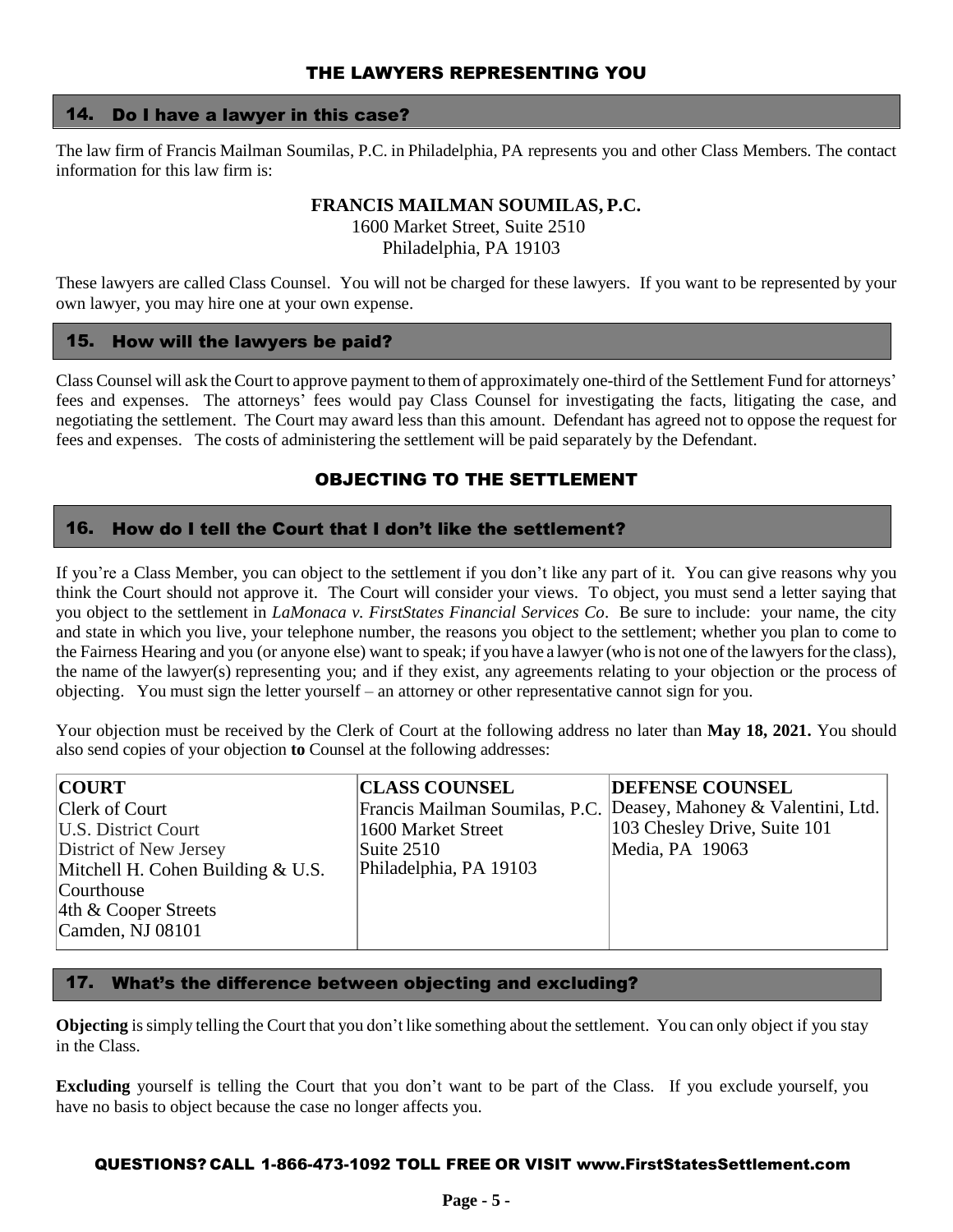## THE LAWYERS REPRESENTING YOU

### 14. Do I have a lawyer in this case?

The law firm of Francis Mailman Soumilas, P.C. in Philadelphia, PA represents you and other Class Members. The contact information for this law firm is:

**FRANCIS MAILMAN SOUMILAS, P.C.**
1600 Market Street, Suite 2510
Philadelphia, PA 19103

These lawyers are called Class Counsel. You will not be charged for these lawyers. If you want to be represented by your own lawyer, you may hire one at your own expense.

### 15. How will the lawyers be paid?

Class Counsel will ask the Court to approve payment to them of approximately one-third of the Settlement Fund for attorneys' fees and expenses. The attorneys' fees would pay Class Counsel for investigating the facts, litigating the case, and negotiating the settlement. The Court may award less than this amount. Defendant has agreed not to oppose the request for fees and expenses. The costs of administering the settlement will be paid separately by the Defendant.

## OBJECTING TO THE SETTLEMENT

### 16. How do I tell the Court that I don't like the settlement?

If you're a Class Member, you can object to the settlement if you don't like any part of it. You can give reasons why you think the Court should not approve it. The Court will consider your views. To object, you must send a letter saying that you object to the settlement in *LaMonaca v. FirstStates Financial Services Co*. Be sure to include: your name, the city and state in which you live, your telephone number, the reasons you object to the settlement; whether you plan to come to the Fairness Hearing and you (or anyone else) want to speak; if you have a lawyer (who is not one of the lawyers for the class), the name of the lawyer(s) representing you; and if they exist, any agreements relating to your objection or the process of objecting. You must sign the letter yourself – an attorney or other representative cannot sign for you.

Your objection must be received by the Clerk of Court at the following address no later than **May 18, 2021.** You should also send copies of your objection **to** Counsel at the following addresses:

| **COURT** | **CLASS COUNSEL** | **DEFENSE COUNSEL** |
|---|---|---|
| Clerk of Court<br>U.S. District Court<br>District of New Jersey<br>Mitchell H. Cohen Building & U.S. Courthouse<br>4th & Cooper Streets<br>Camden, NJ 08101 | Francis Mailman Soumilas, P.C.<br>1600 Market Street<br>Suite 2510<br>Philadelphia, PA 19103 | Deasey, Mahoney & Valentini, Ltd.<br>103 Chesley Drive, Suite 101<br>Media, PA 19063 |

### 17. What's the difference between objecting and excluding?

**Objecting** is simply telling the Court that you don't like something about the settlement. You can only object if you stay in the Class.

**Excluding** yourself is telling the Court that you don't want to be part of the Class. If you exclude yourself, you have no basis to object because the case no longer affects you.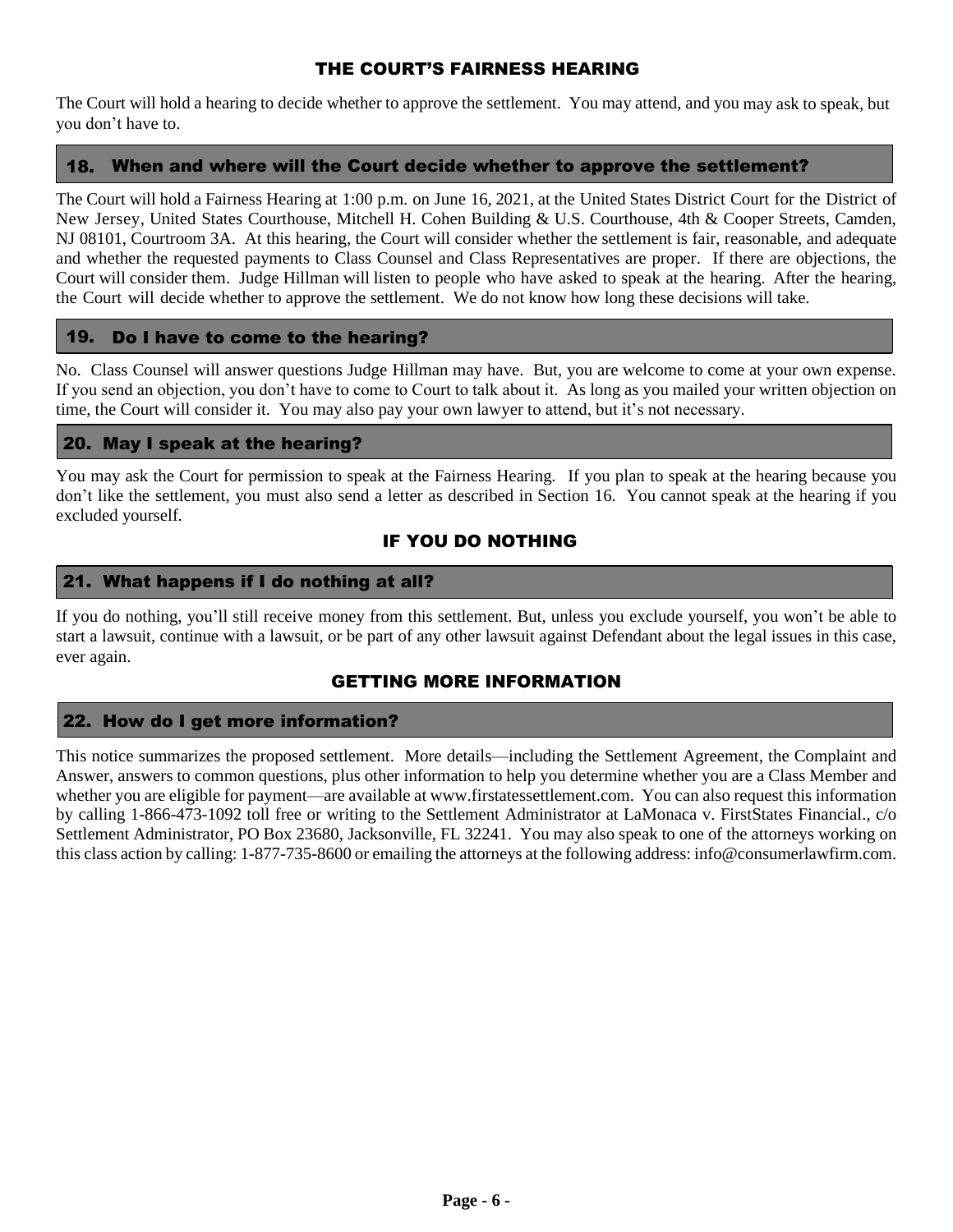## THE COURT'S FAIRNESS HEARING

The Court will hold a hearing to decide whether to approve the settlement. You may attend, and you may ask to speak, but you don't have to.

### 18. When and where will the Court decide whether to approve the settlement?

The Court will hold a Fairness Hearing at 1:00 p.m. on June 16, 2021, at the United States District Court for the District of New Jersey, United States Courthouse, Mitchell H. Cohen Building & U.S. Courthouse, 4th & Cooper Streets, Camden, NJ 08101, Courtroom 3A. At this hearing, the Court will consider whether the settlement is fair, reasonable, and adequate and whether the requested payments to Class Counsel and Class Representatives are proper. If there are objections, the Court will consider them. Judge Hillman will listen to people who have asked to speak at the hearing. After the hearing, the Court will decide whether to approve the settlement. We do not know how long these decisions will take.

### 19. Do I have to come to the hearing?

No. Class Counsel will answer questions Judge Hillman may have. But, you are welcome to come at your own expense. If you send an objection, you don't have to come to Court to talk about it. As long as you mailed your written objection on time, the Court will consider it. You may also pay your own lawyer to attend, but it's not necessary.

### 20. May I speak at the hearing?

You may ask the Court for permission to speak at the Fairness Hearing. If you plan to speak at the hearing because you don't like the settlement, you must also send a letter as described in Section 16. You cannot speak at the hearing if you excluded yourself.

## IF YOU DO NOTHING

### 21. What happens if I do nothing at all?

If you do nothing, you'll still receive money from this settlement. But, unless you exclude yourself, you won't be able to start a lawsuit, continue with a lawsuit, or be part of any other lawsuit against Defendant about the legal issues in this case, ever again.

## GETTING MORE INFORMATION

### 22. How do I get more information?

This notice summarizes the proposed settlement. More details—including the Settlement Agreement, the Complaint and Answer, answers to common questions, plus other information to help you determine whether you are a Class Member and whether you are eligible for payment—are available at www.firststatessettlement.com. You can also request this information by calling 1-866-473-1092 toll free or writing to the Settlement Administrator at LaMonaca v. FirstStates Financial., c/o Settlement Administrator, PO Box 23680, Jacksonville, FL 32241. You may also speak to one of the attorneys working on this class action by calling: 1-877-735-8600 or emailing the attorneys at the following address: info@consumerlawfirm.com.